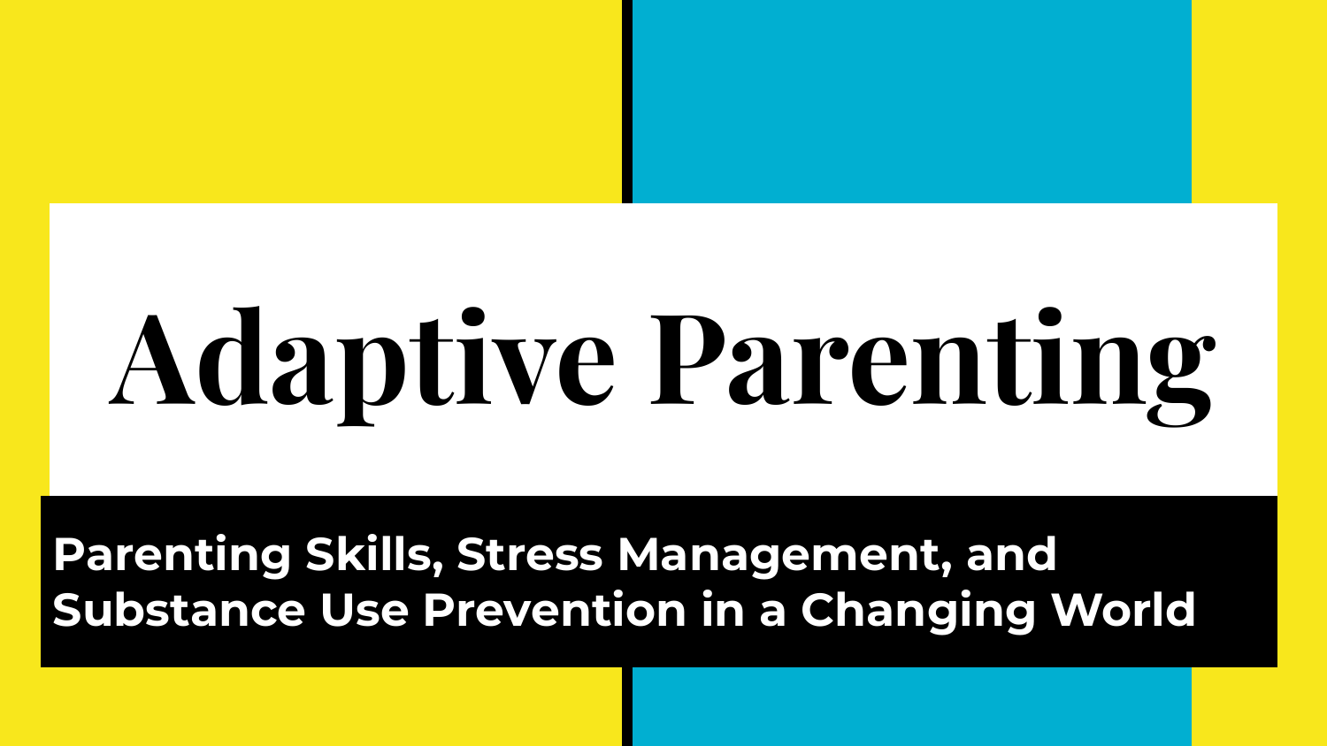# Adaptive Parenting

**Parenting Skills, Stress Management, and Substance Use Prevention in a Changing World**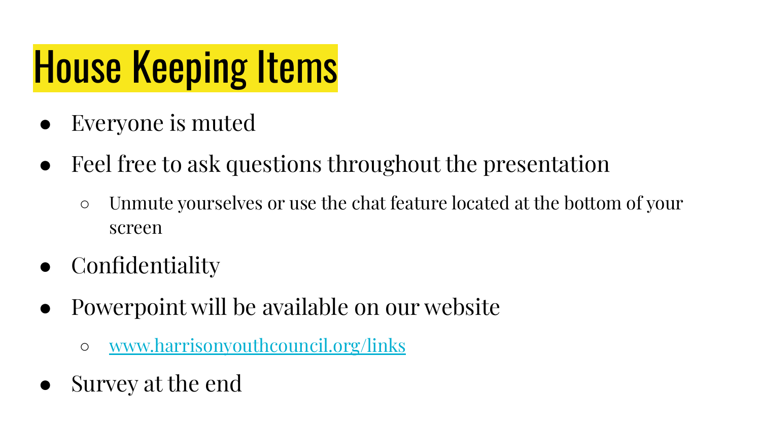# House Keeping Items

- Everyone is muted
- Feel free to ask questions throughout the presentation
  - Unmute yourselves or use the chat feature located at the bottom of your screen
- Confidentiality
- Powerpoint will be available on our website
  - [www.harrisonyouthcouncil.org/links](http://www.harrisonyouthcouncil.org/links)
- Survey at the end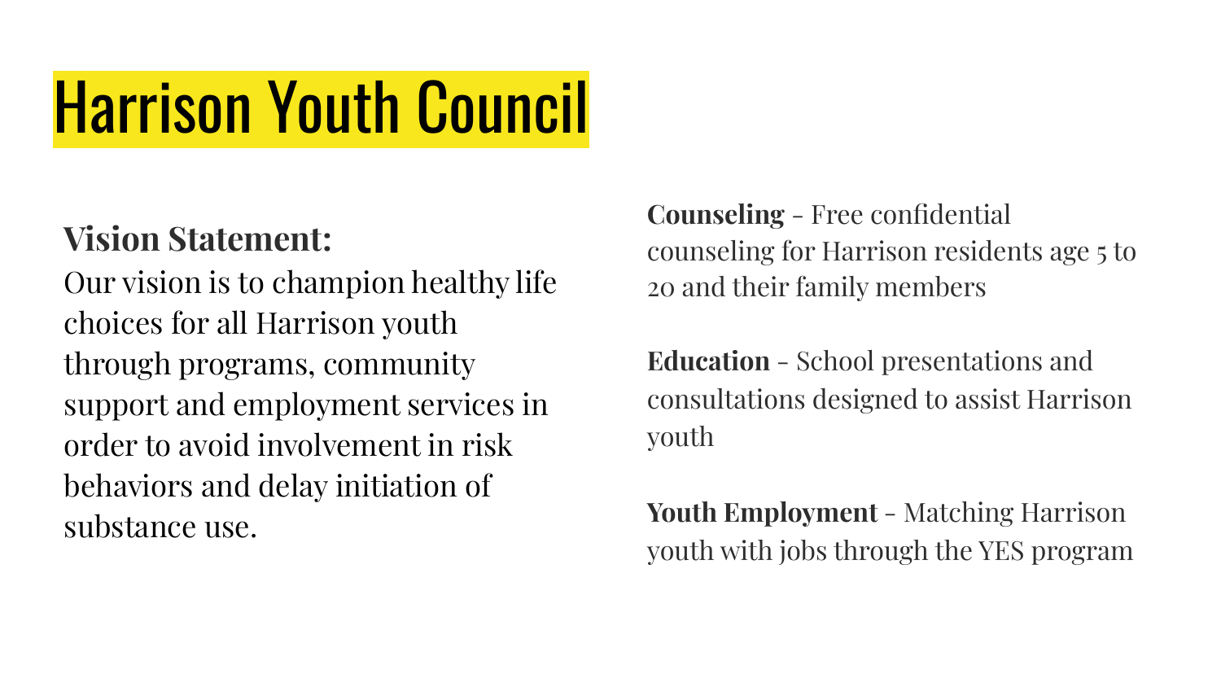# Harrison Youth Council

**Vision Statement:**
Our vision is to champion healthy life choices for all Harrison youth through programs, community support and employment services in order to avoid involvement in risk behaviors and delay initiation of substance use.

**Counseling** - Free confidential counseling for Harrison residents age 5 to 20 and their family members

**Education** - School presentations and consultations designed to assist Harrison youth

**Youth Employment** - Matching Harrison youth with jobs through the YES program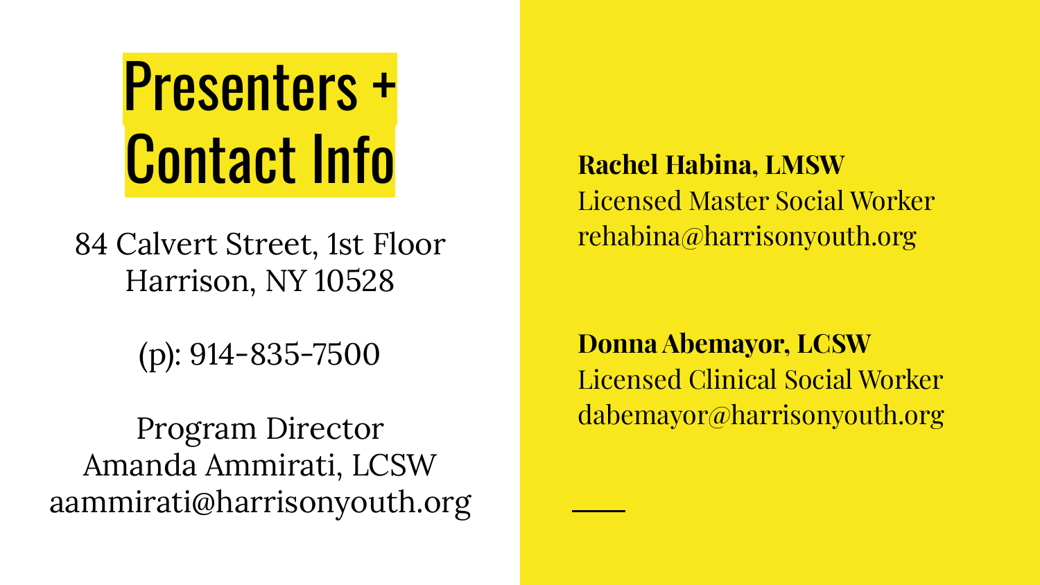# Presenters + Contact Info

84 Calvert Street, 1st Floor
Harrison, NY 10528

(p): 914-835-7500

Program Director
Amanda Ammirati, LCSW
aammirati@harrisonyouth.org

**Rachel Habina, LMSW**
Licensed Master Social Worker
rehabina@harrisonyouth.org

**Donna Abemayor, LCSW**
Licensed Clinical Social Worker
dabemayor@harrisonyouth.org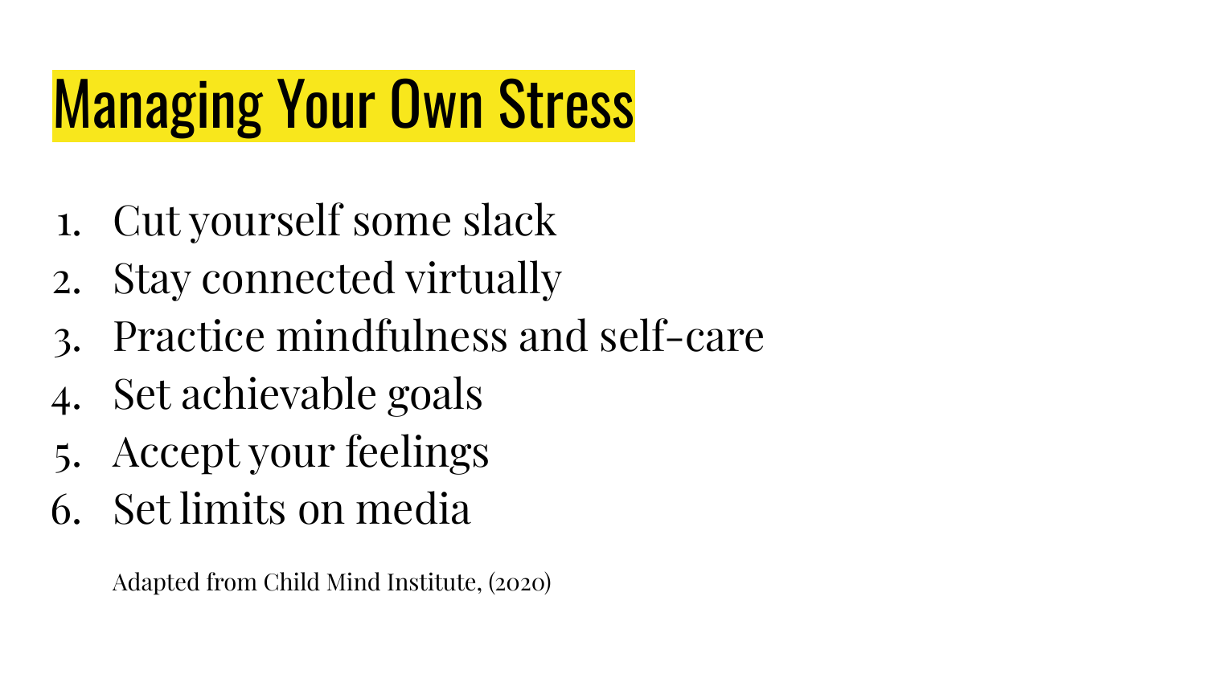# Managing Your Own Stress

1. Cut yourself some slack
2. Stay connected virtually
3. Practice mindfulness and self-care
4. Set achievable goals
5. Accept your feelings
6. Set limits on media

Adapted from Child Mind Institute, (2020)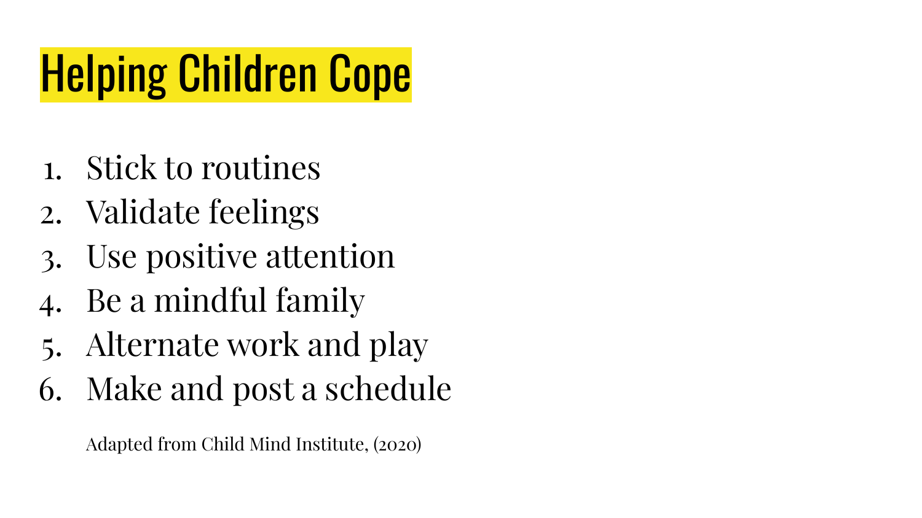# Helping Children Cope

1. Stick to routines
2. Validate feelings
3. Use positive attention
4. Be a mindful family
5. Alternate work and play
6. Make and post a schedule

Adapted from Child Mind Institute, (2020)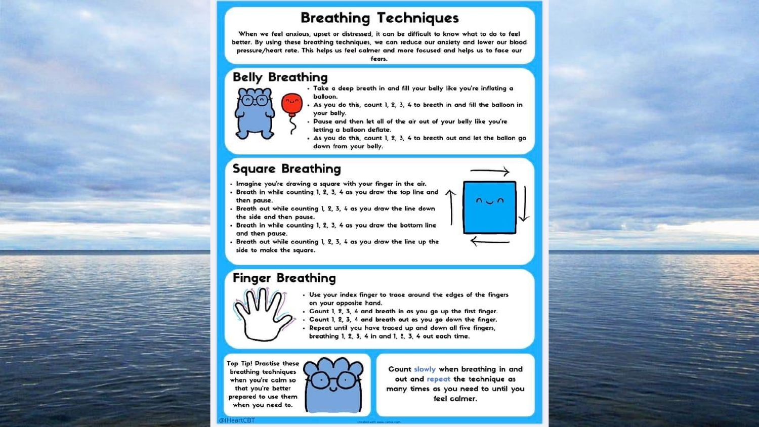# Breathing Techniques

When we feel anxious, upset or distressed, it can be difficult to know what to do to feel better. By using these breathing techniques, we can reduce our anxiety and lower our blood pressure/heart rate. This helps us feel calmer and more focused and helps us to face our fears.

## Belly Breathing

- Take a deep breath in and fill your belly like you're inflating a balloon.
- As you do this, count 1, 2, 3, 4 to breath in and fill the balloon in your belly.
- Pause and then let all of the air out of your belly like you're letting a balloon deflate.
- As you do this, count 1, 2, 3, 4 to breath out and let the ballon go down from your belly.

## Square Breathing

- Imagine you're drawing a square with your finger in the air.
- Breath in while counting 1, 2, 3, 4 as you draw the top line and then pause.
- Breath out while counting 1, 2, 3, 4 as you draw the line down the side and then pause.
- Breath in while counting 1, 2, 3, 4 as you draw the bottom line and then pause.
- Breath out while counting 1, 2, 3, 4 as you draw the line up the side to make the square.

## Finger Breathing

- Use your index finger to trace around the edges of the fingers on your opposite hand.
- Count 1, 2, 3, 4 and breath in as you go up the first finger.
- Count 1, 2, 3, 4 and breath out as you go down the finger.
- Repeat until you have traced up and down all five fingers, breathing 1, 2, 3, 4 in and 1, 2, 3, 4 out each time.

Top Tip! Practise these breathing techniques when you're calm so that you're better prepared to use them when you need to.

Count slowly when breathing in and out and repeat the technique as many times as you need to until you feel calmer.

@IHeartCBT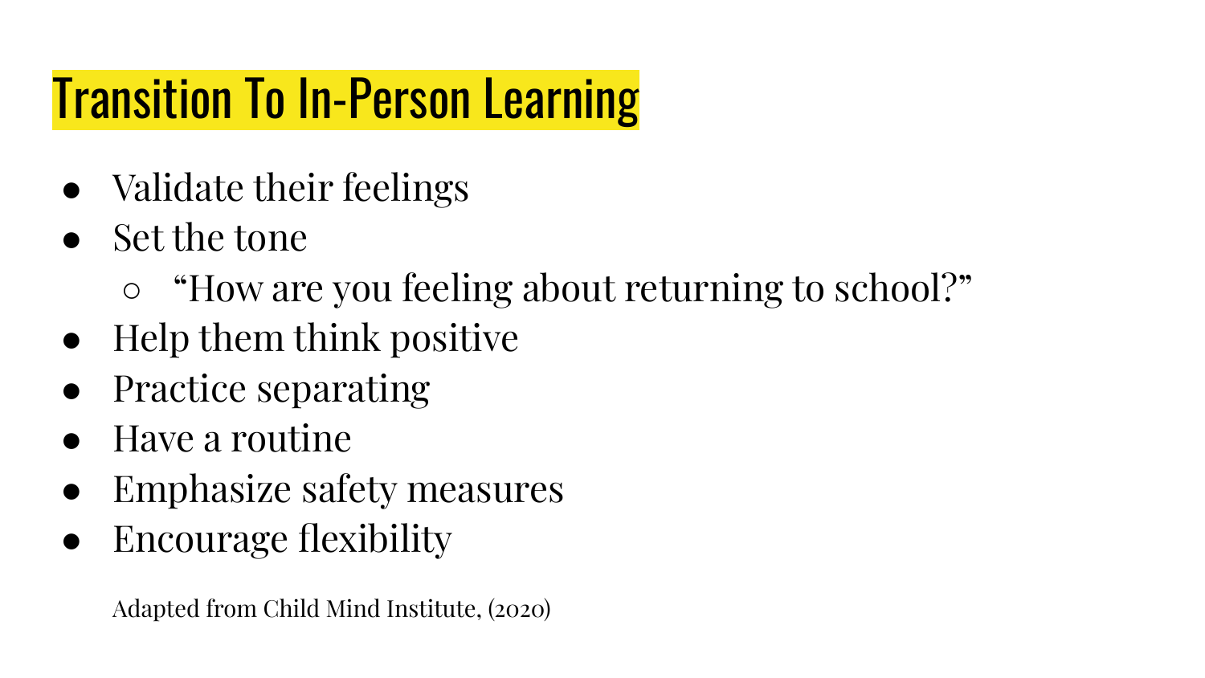# Transition To In-Person Learning

- Validate their feelings
- Set the tone
  - “How are you feeling about returning to school?”
- Help them think positive
- Practice separating
- Have a routine
- Emphasize safety measures
- Encourage flexibility

Adapted from Child Mind Institute, (2020)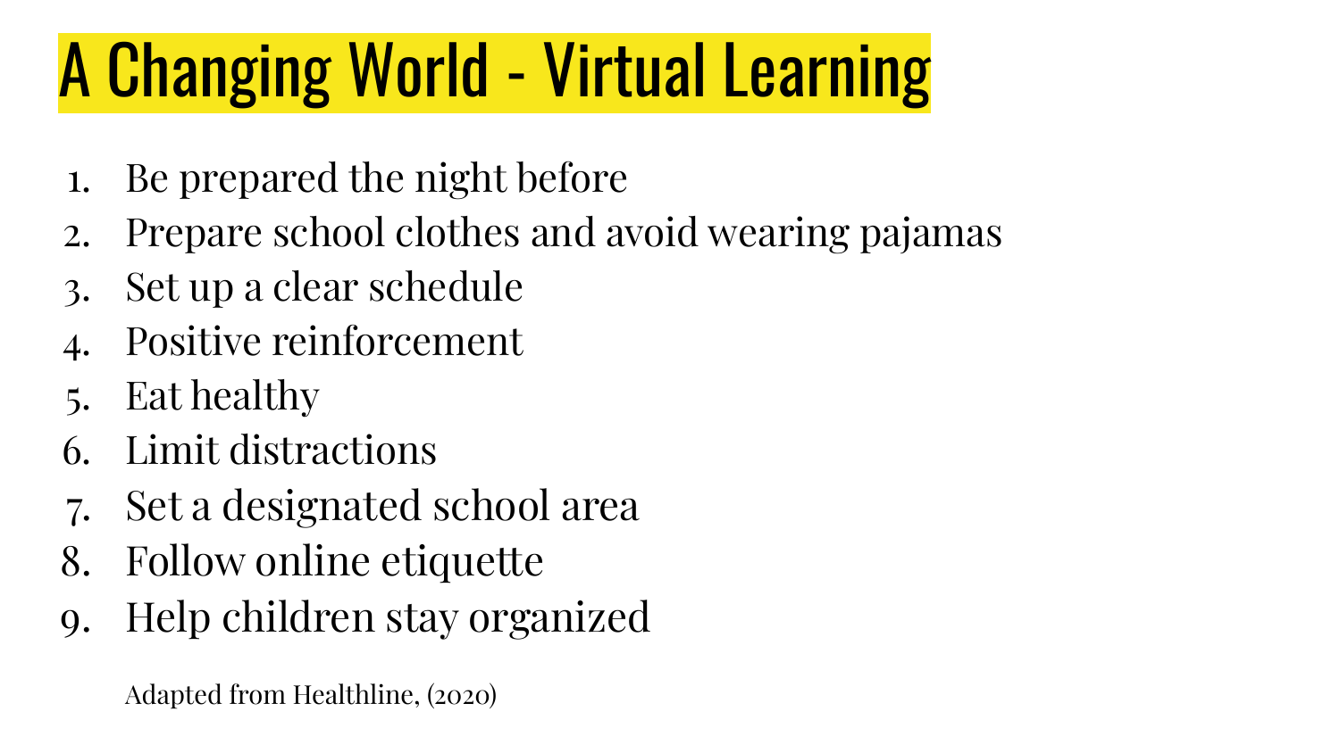# A Changing World - Virtual Learning

1. Be prepared the night before
2. Prepare school clothes and avoid wearing pajamas
3. Set up a clear schedule
4. Positive reinforcement
5. Eat healthy
6. Limit distractions
7. Set a designated school area
8. Follow online etiquette
9. Help children stay organized

Adapted from Healthline, (2020)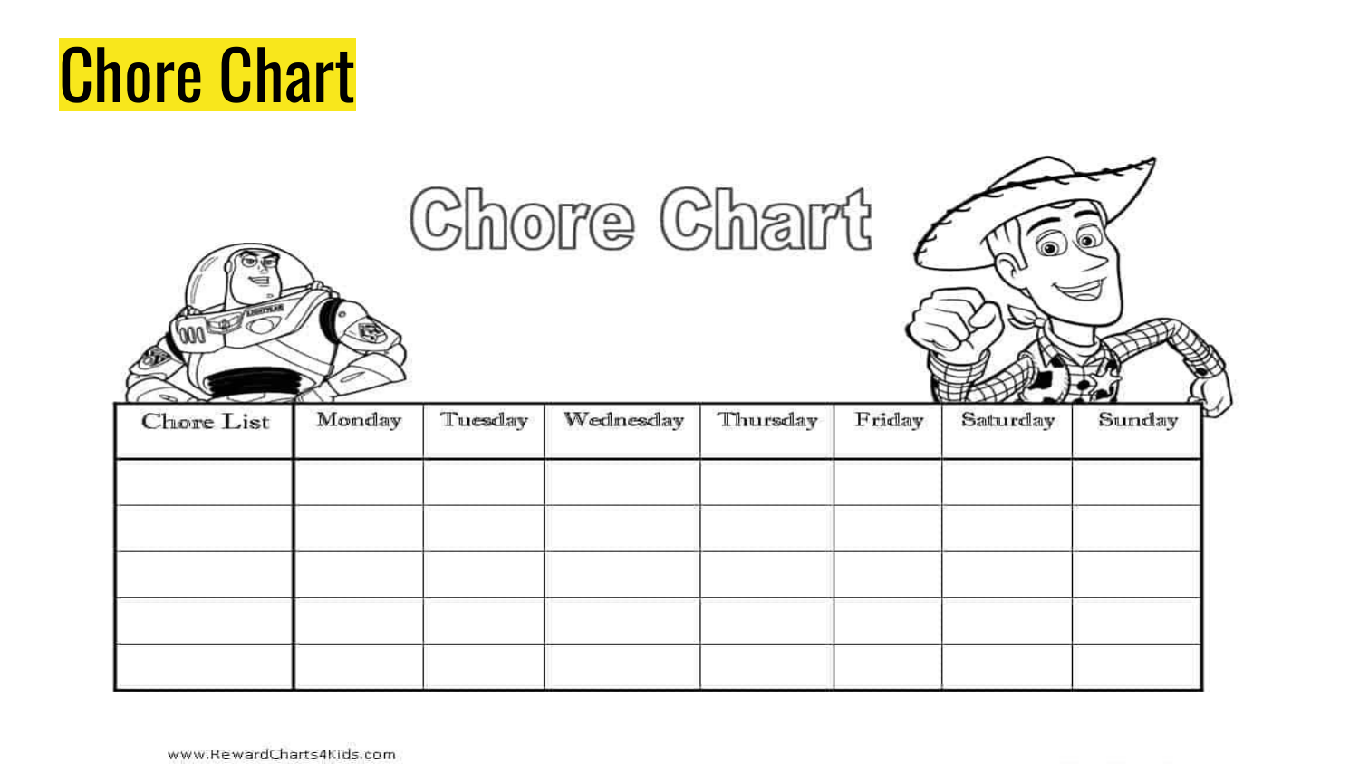# Chore Chart

## Chore Chart

| Chore List | Monday | Tuesday | Wednesday | Thursday | Friday | Saturday | Sunday |
|---|---|---|---|---|---|---|---|
| | | | | | | | |
| | | | | | | | |
| | | | | | | | |
| | | | | | | | |
| | | | | | | | |

www.RewardCharts4Kids.com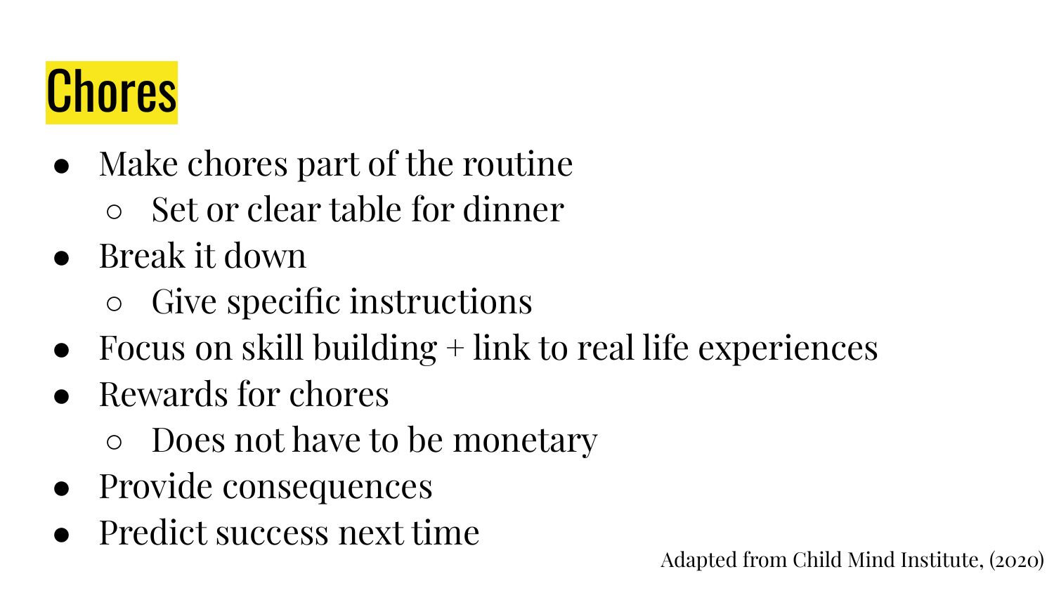# Chores

- Make chores part of the routine
  - Set or clear table for dinner
- Break it down
  - Give specific instructions
- Focus on skill building + link to real life experiences
- Rewards for chores
  - Does not have to be monetary
- Provide consequences
- Predict success next time

Adapted from Child Mind Institute, (2020)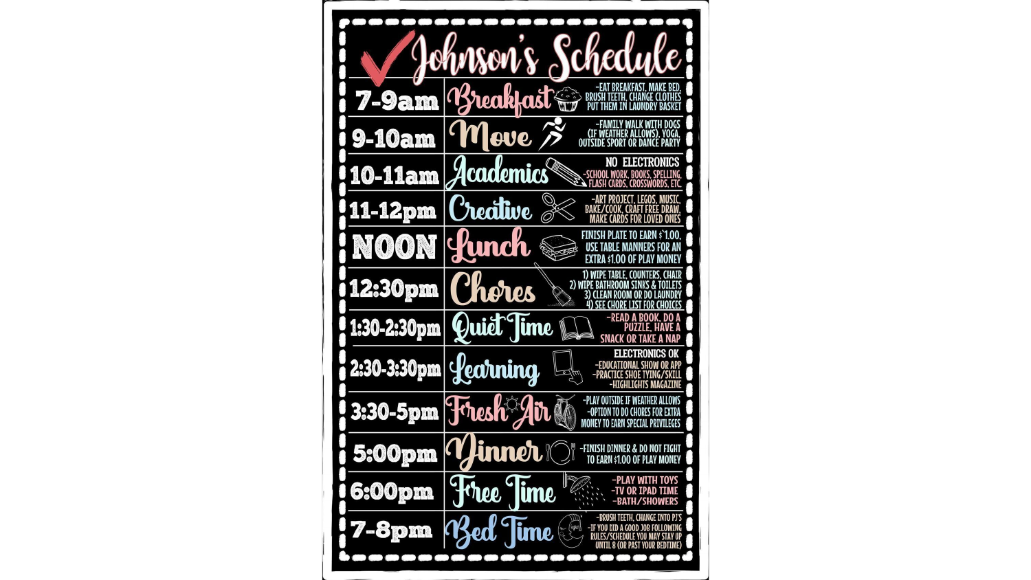# Johnson's Schedule

| Time | Activity | Details |
| --- | --- | --- |
| 7-9am | Breakfast | -EAT BREAKFAST, MAKE BED, BRUSH TEETH, CHANGE CLOTHES PUT THEM IN LAUNDRY BASKET |
| 9-10am | Move | -FAMILY WALK WITH DOGS (IF WEATHER ALLOWS), YOGA, OUTSIDE SPORT OR DANCE PARTY |
| 10-11am | Academics | NO ELECTRONICS -SCHOOL WORK, BOOKS, SPELLING, FLASH CARDS, CROSSWORDS, ETC. |
| 11-12pm | Creative | -ART PROJECT, LEGOS, MUSIC, BAKE/COOK, CRAFT FREE DRAW, MAKE CARDS FOR LOVED ONES |
| NOON | Lunch | FINISH PLATE TO EARN $1.00, USE TABLE MANNERS FOR AN EXTRA $1.00 OF PLAY MONEY |
| 12:30pm | Chores | 1) WIPE TABLE, COUNTERS, CHAIR 2) WIPE BATHROOM SINKS & TOILETS 3) CLEAN ROOM OR DO LAUNDRY 4) SEE CHORE LIST FOR CHOICES |
| 1:30-2:30pm | Quiet Time | -READ A BOOK, DO A PUZZLE, HAVE A SNACK OR TAKE A NAP |
| 2:30-3:30pm | Learning | ELECTRONICS OK -EDUCATIONAL SHOW OR APP -PRACTICE SHOE TYING/SKILL -HIGHLIGHTS MAGAZINE |
| 3:30-5pm | Fresh Air | -PLAY OUTSIDE IF WEATHER ALLOWS -OPTION TO DO CHORES FOR EXTRA MONEY TO EARN SPECIAL PRIVILEGES |
| 5:00pm | Dinner | -FINISH DINNER & DO NOT FIGHT TO EARN $1.00 OF PLAY MONEY |
| 6:00pm | Free Time | -PLAY WITH TOYS -TV OR IPAD TIME -BATH/SHOWERS |
| 7-8pm | Bed Time | -BRUSH TEETH, CHANGE INTO PJ'S -IF YOU DID A GOOD JOB FOLLOWING RULES/SCHEDULE YOU MAY STAY UP UNTIL 8 (OR PAST YOUR BEDTIME) |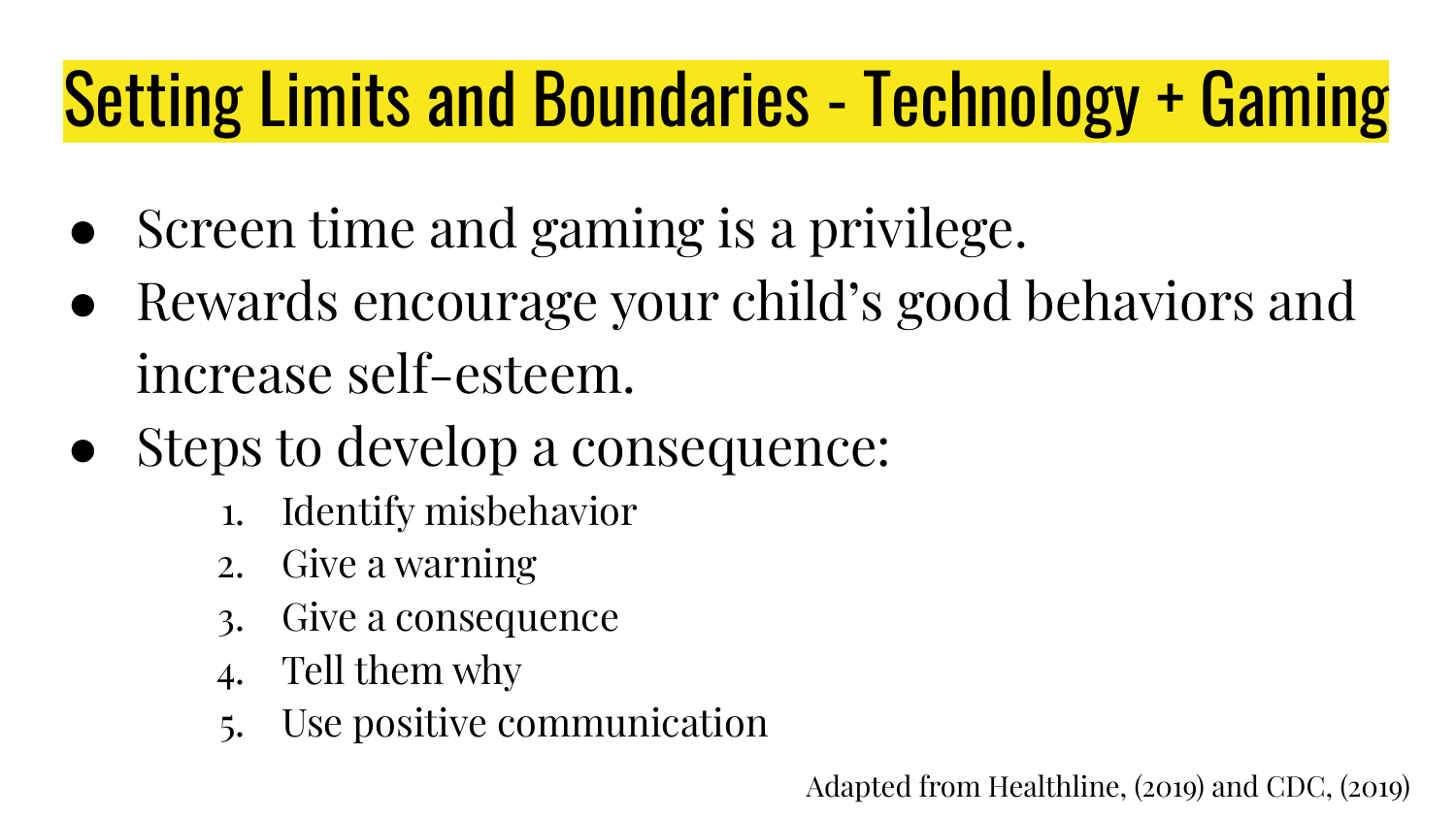# Setting Limits and Boundaries - Technology + Gaming

- Screen time and gaming is a privilege.
- Rewards encourage your child's good behaviors and increase self-esteem.
- Steps to develop a consequence:
    1. Identify misbehavior
    2. Give a warning
    3. Give a consequence
    4. Tell them why
    5. Use positive communication

Adapted from Healthline, (2019) and CDC, (2019)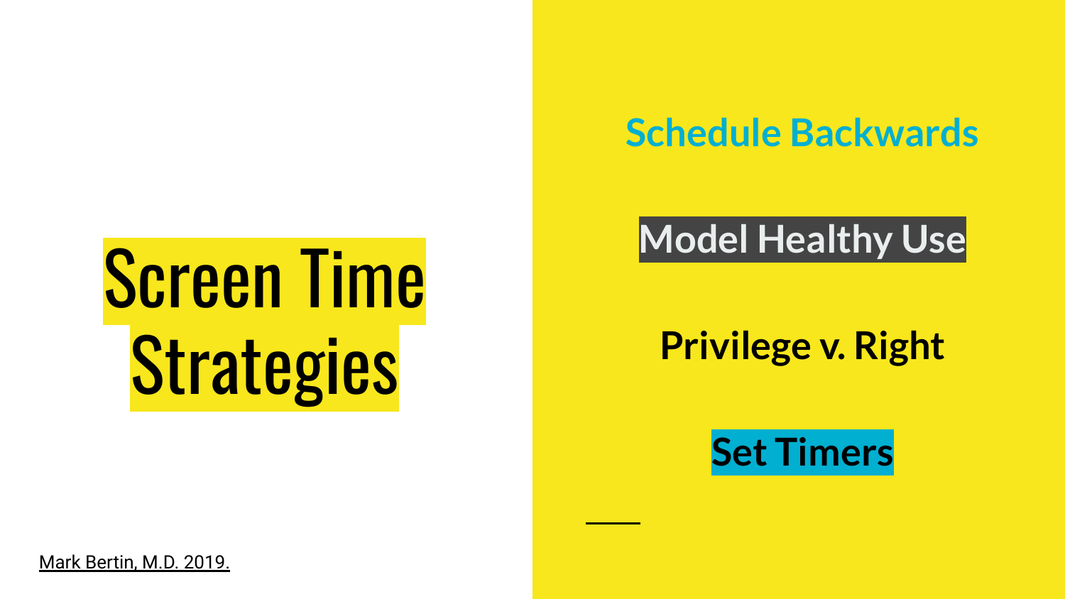# Screen Time Strategies

Mark Bertin, M.D. 2019.

## Schedule Backwards

## Model Healthy Use

## Privilege v. Right

## Set Timers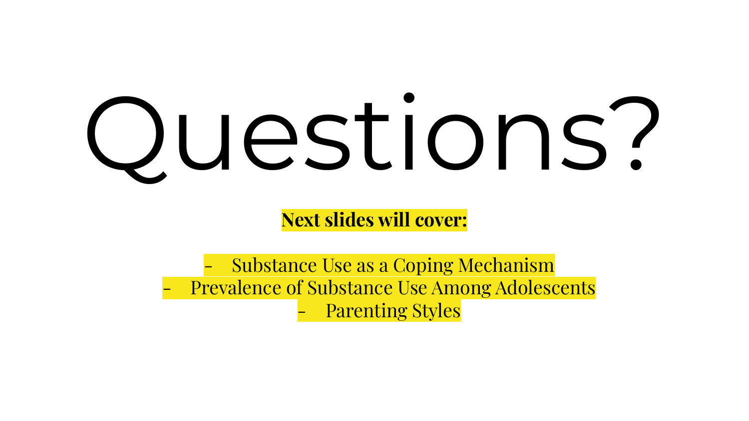# Questions?

**Next slides will cover:**

- Substance Use as a Coping Mechanism
- Prevalence of Substance Use Among Adolescents
- Parenting Styles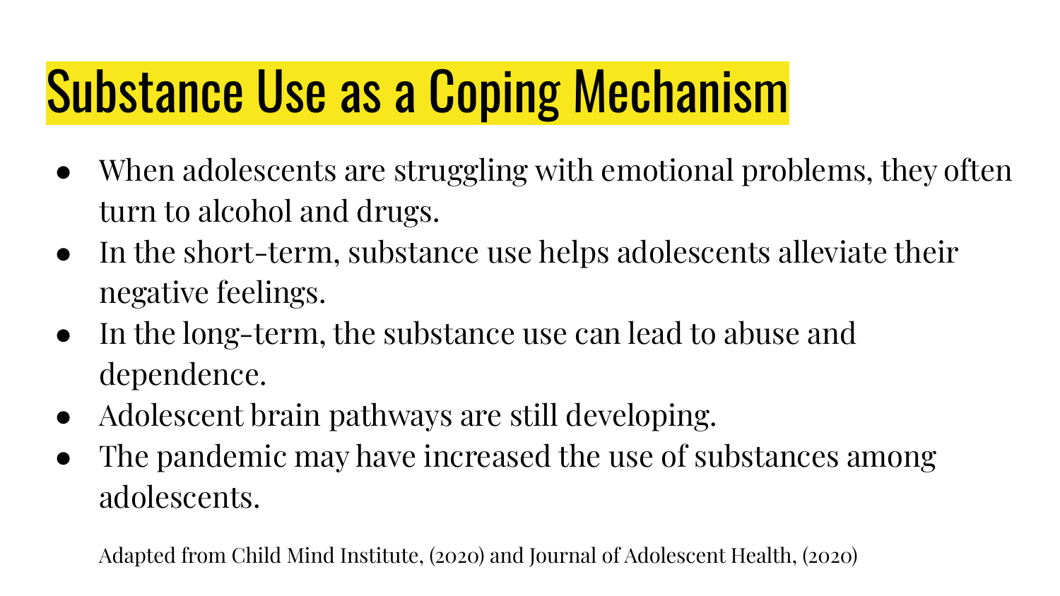# Substance Use as a Coping Mechanism

- When adolescents are struggling with emotional problems, they often turn to alcohol and drugs.
- In the short-term, substance use helps adolescents alleviate their negative feelings.
- In the long-term, the substance use can lead to abuse and dependence.
- Adolescent brain pathways are still developing.
- The pandemic may have increased the use of substances among adolescents.

Adapted from Child Mind Institute, (2020) and Journal of Adolescent Health, (2020)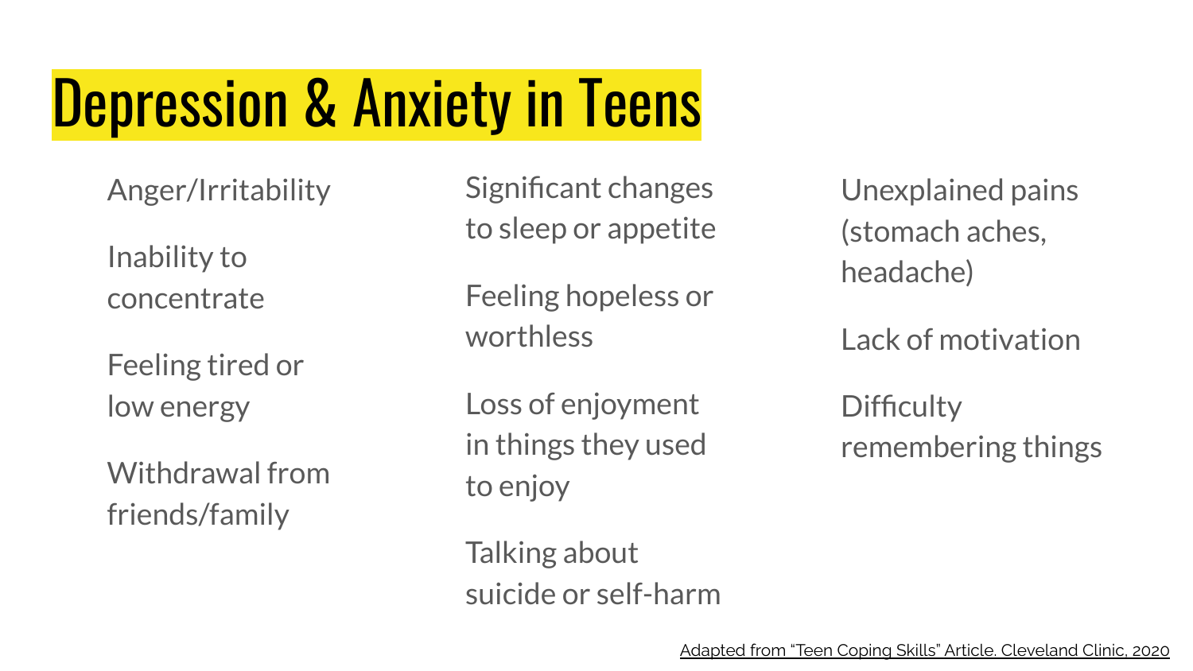# Depression & Anxiety in Teens

- Anger/Irritability
- Inability to concentrate
- Feeling tired or low energy
- Withdrawal from friends/family
- Significant changes to sleep or appetite
- Feeling hopeless or worthless
- Loss of enjoyment in things they used to enjoy
- Talking about suicide or self-harm
- Unexplained pains (stomach aches, headache)
- Lack of motivation
- Difficulty remembering things

Adapted from "Teen Coping Skills" Article. Cleveland Clinic, 2020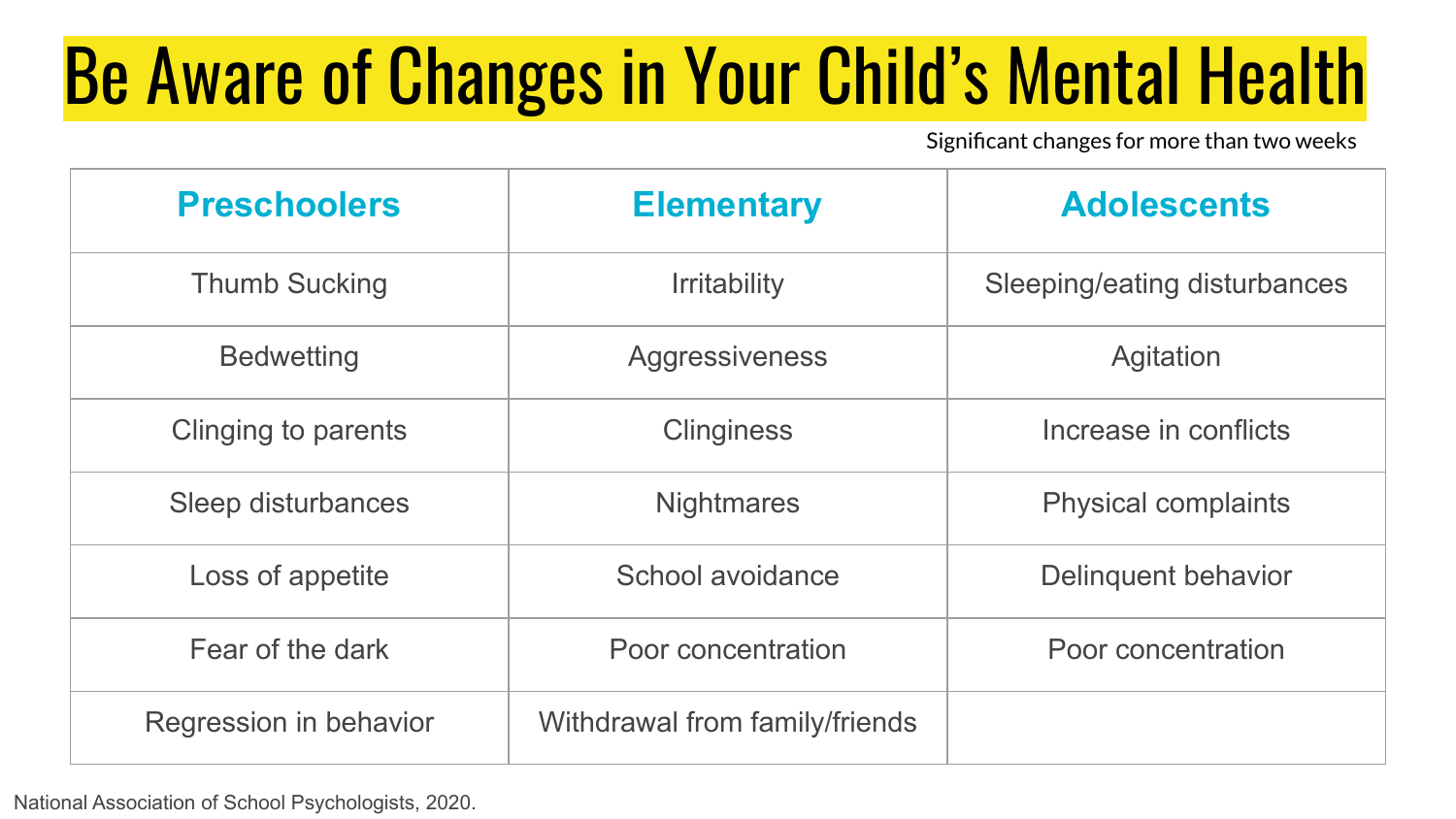# Be Aware of Changes in Your Child's Mental Health

Significant changes for more than two weeks

| Preschoolers | Elementary | Adolescents |
| --- | --- | --- |
| Thumb Sucking | Irritability | Sleeping/eating disturbances |
| Bedwetting | Aggressiveness | Agitation |
| Clinging to parents | Clinginess | Increase in conflicts |
| Sleep disturbances | Nightmares | Physical complaints |
| Loss of appetite | School avoidance | Delinquent behavior |
| Fear of the dark | Poor concentration | Poor concentration |
| Regression in behavior | Withdrawal from family/friends | |

National Association of School Psychologists, 2020.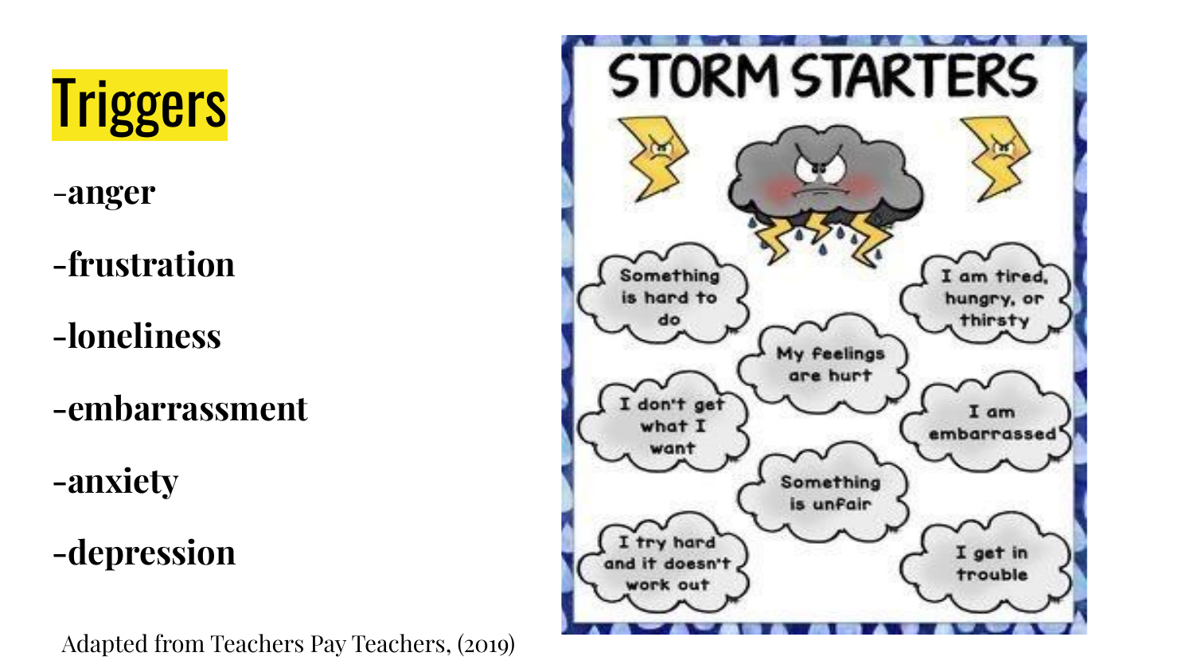# Triggers

- anger
- frustration
- loneliness
- embarrassment
- anxiety
- depression

Adapted from Teachers Pay Teachers, (2019)

## STORM STARTERS

- Something is hard to do
- I am tired, hungry, or thirsty
- My feelings are hurt
- I don't get what I want
- I am embarrassed
- Something is unfair
- I try hard and it doesn't work out
- I get in trouble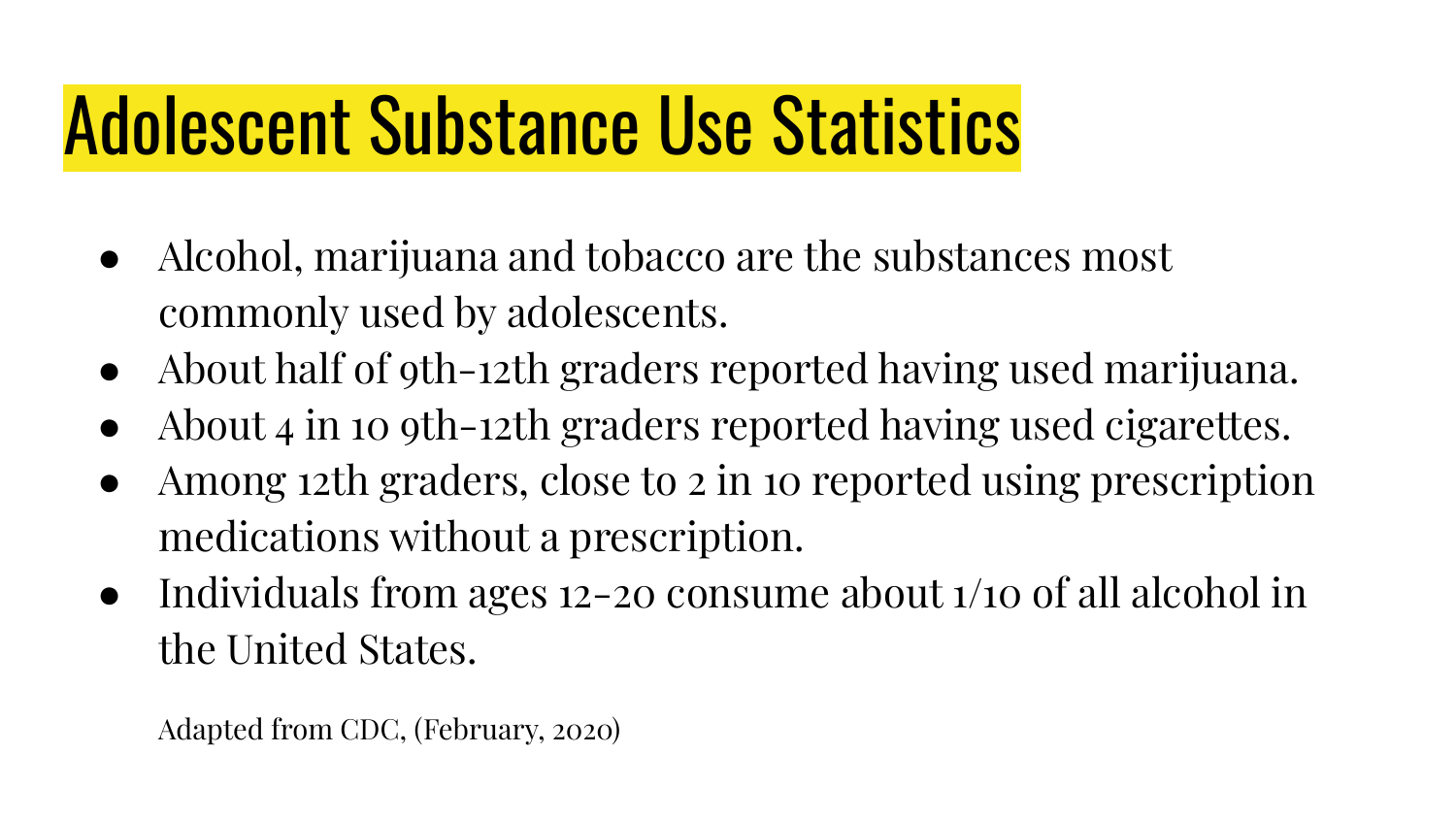# Adolescent Substance Use Statistics

- Alcohol, marijuana and tobacco are the substances most commonly used by adolescents.
- About half of 9th-12th graders reported having used marijuana.
- About 4 in 10 9th-12th graders reported having used cigarettes.
- Among 12th graders, close to 2 in 10 reported using prescription medications without a prescription.
- Individuals from ages 12-20 consume about 1/10 of all alcohol in the United States.

Adapted from CDC, (February, 2020)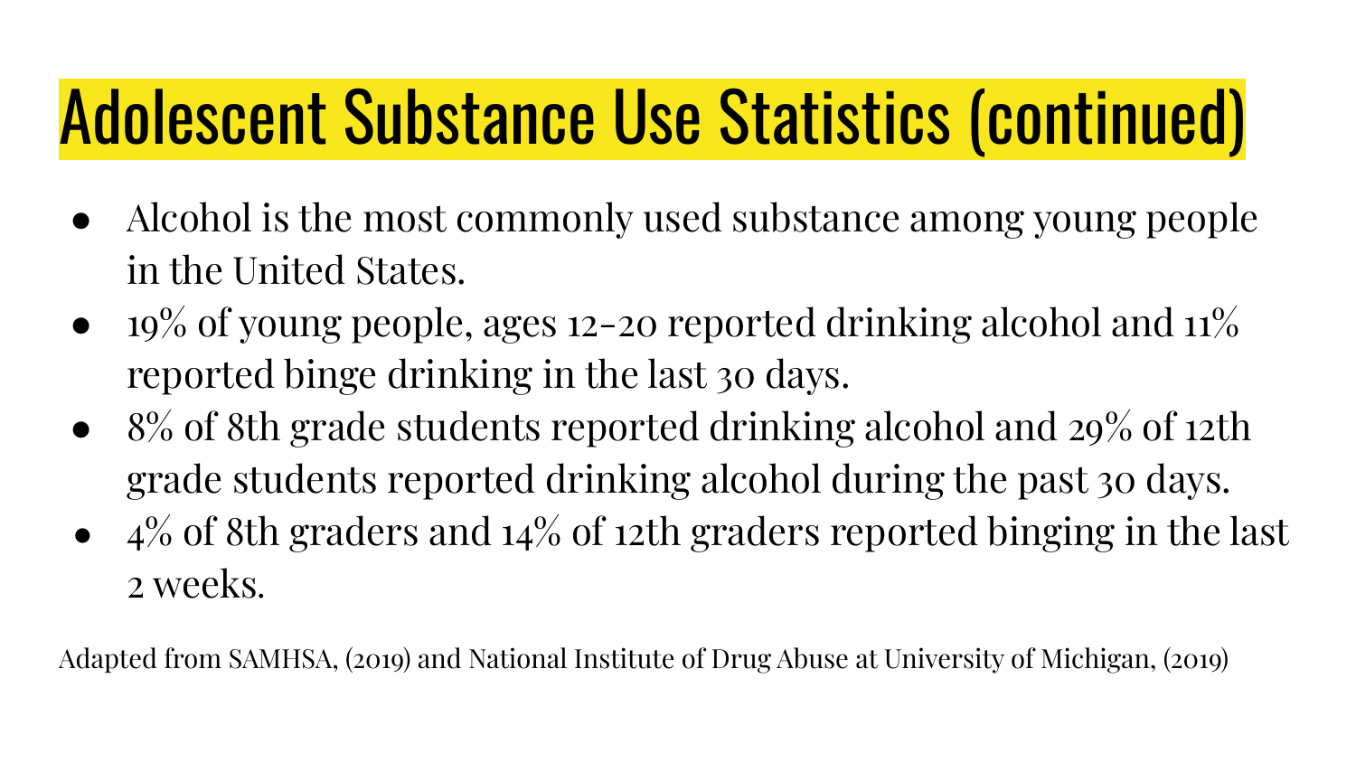# Adolescent Substance Use Statistics (continued)

- Alcohol is the most commonly used substance among young people in the United States.
- 19% of young people, ages 12-20 reported drinking alcohol and 11% reported binge drinking in the last 30 days.
- 8% of 8th grade students reported drinking alcohol and 29% of 12th grade students reported drinking alcohol during the past 30 days.
- 4% of 8th graders and 14% of 12th graders reported binging in the last 2 weeks.

Adapted from SAMHSA, (2019) and National Institute of Drug Abuse at University of Michigan, (2019)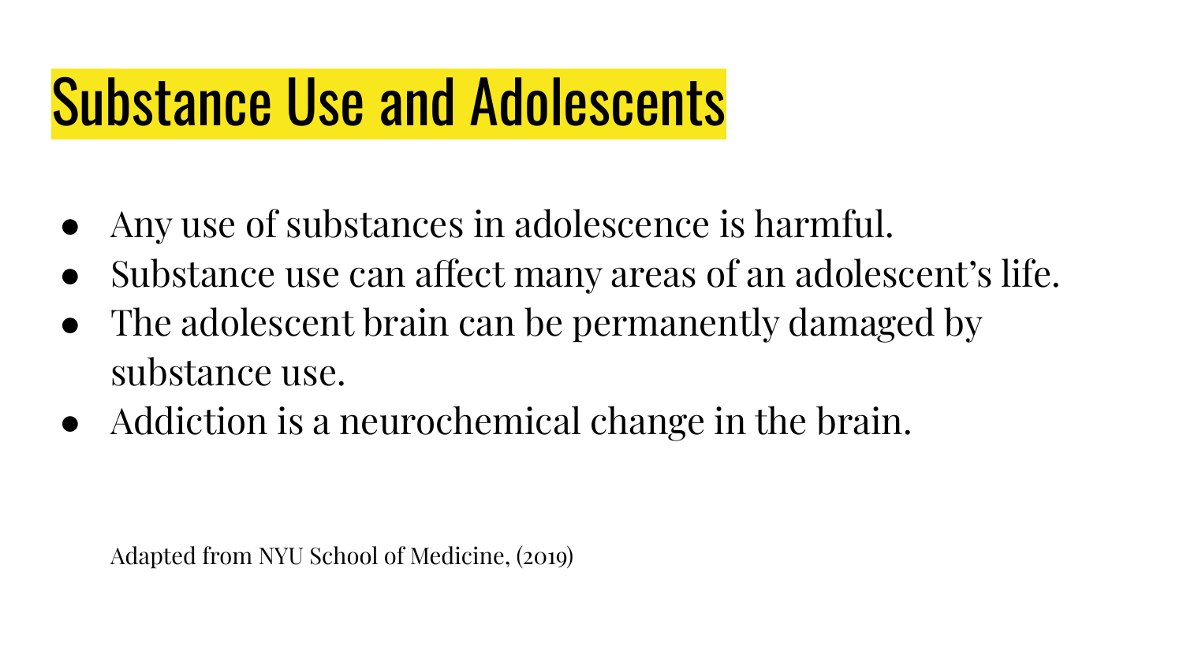# Substance Use and Adolescents

- Any use of substances in adolescence is harmful.
- Substance use can affect many areas of an adolescent's life.
- The adolescent brain can be permanently damaged by substance use.
- Addiction is a neurochemical change in the brain.

Adapted from NYU School of Medicine, (2019)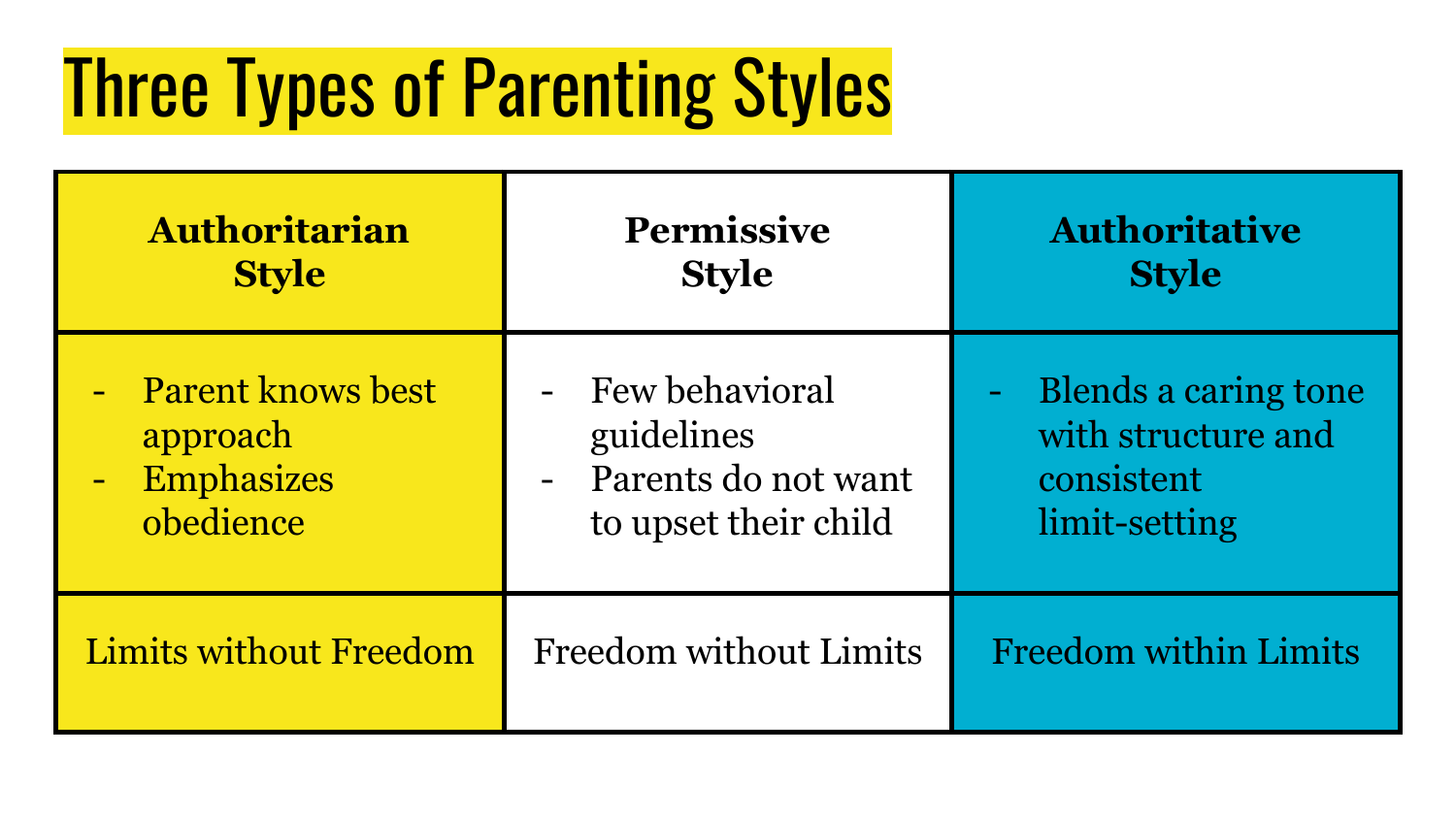# Three Types of Parenting Styles

| Authoritarian Style | Permissive Style | Authoritative Style |
|---|---|---|
| - Parent knows best approach<br>- Emphasizes obedience | - Few behavioral guidelines<br>- Parents do not want to upset their child | - Blends a caring tone with structure and consistent limit-setting |
| Limits without Freedom | Freedom without Limits | Freedom within Limits |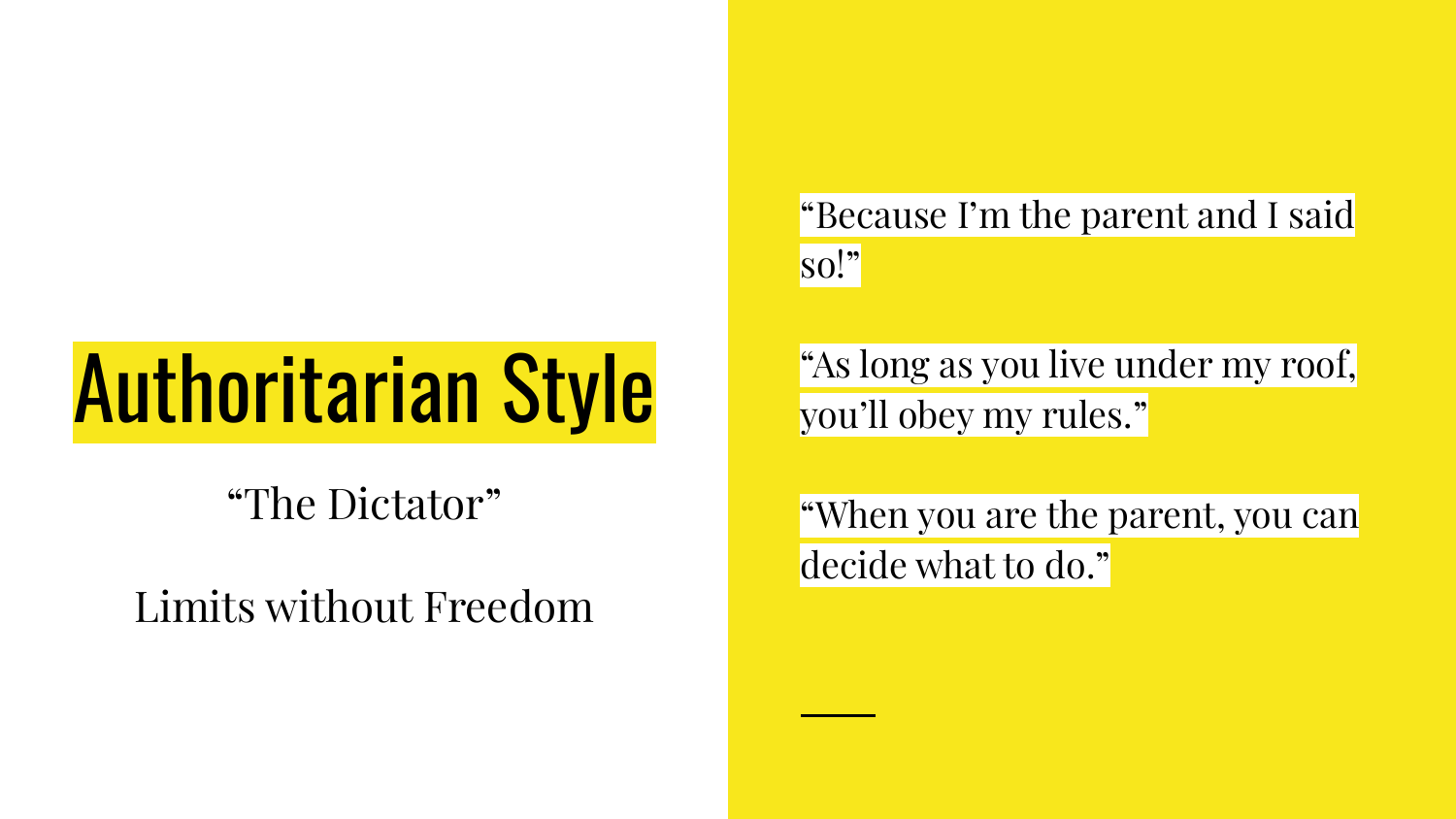# Authoritarian Style

"The Dictator"

Limits without Freedom

"Because I'm the parent and I said so!"

"As long as you live under my roof, you'll obey my rules."

"When you are the parent, you can decide what to do."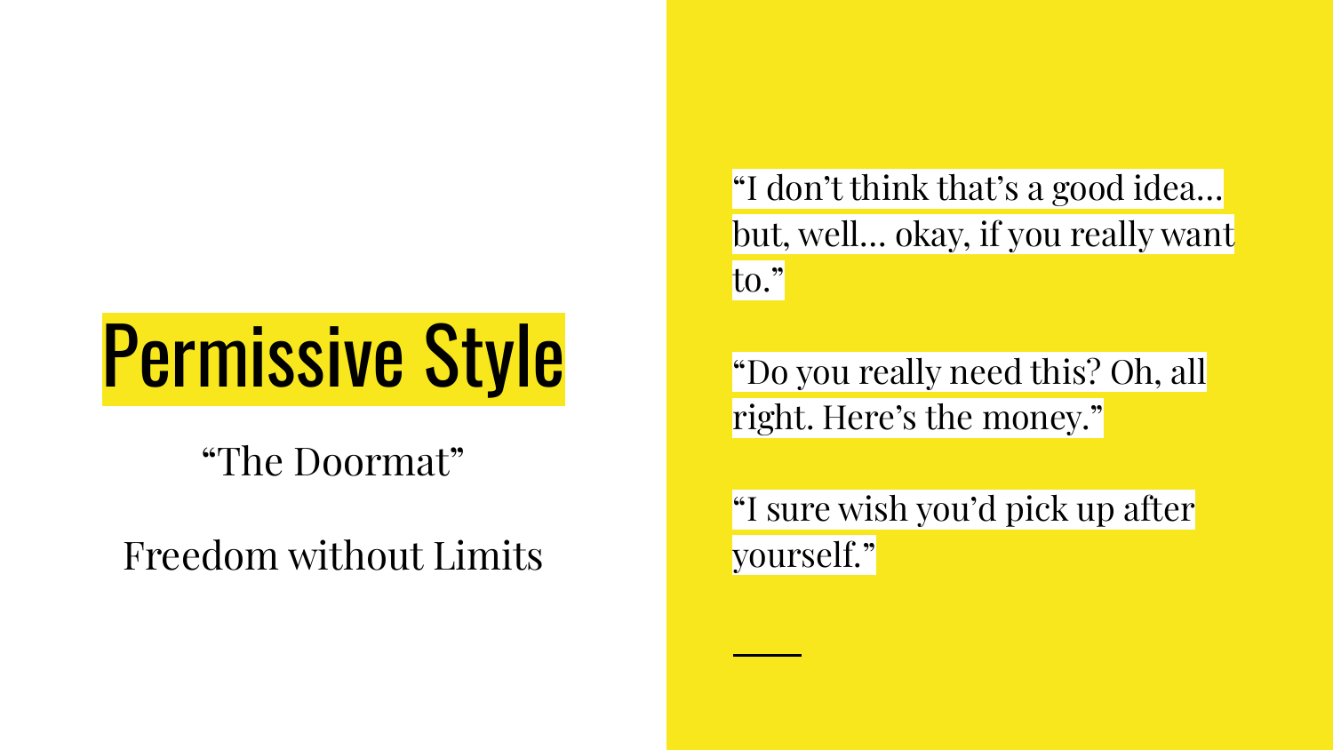# Permissive Style

"The Doormat"

Freedom without Limits

"I don't think that's a good idea… but, well… okay, if you really want to."

"Do you really need this? Oh, all right. Here's the money."

"I sure wish you'd pick up after yourself."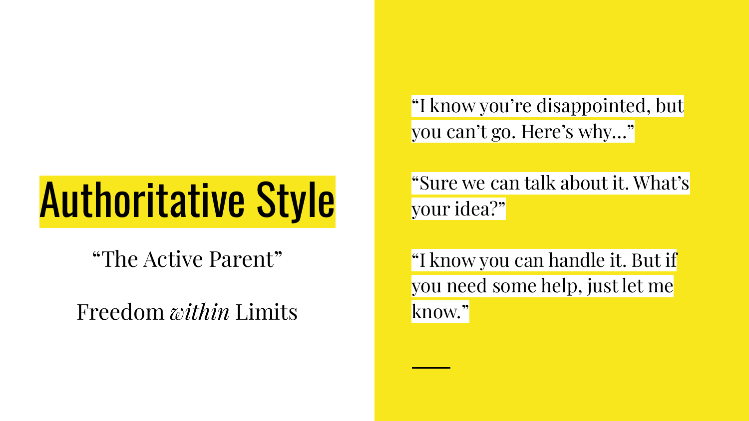# Authoritative Style

"The Active Parent"

Freedom *within* Limits

"I know you're disappointed, but you can't go. Here's why…"

"Sure we can talk about it. What's your idea?"

"I know you can handle it. But if you need some help, just let me know."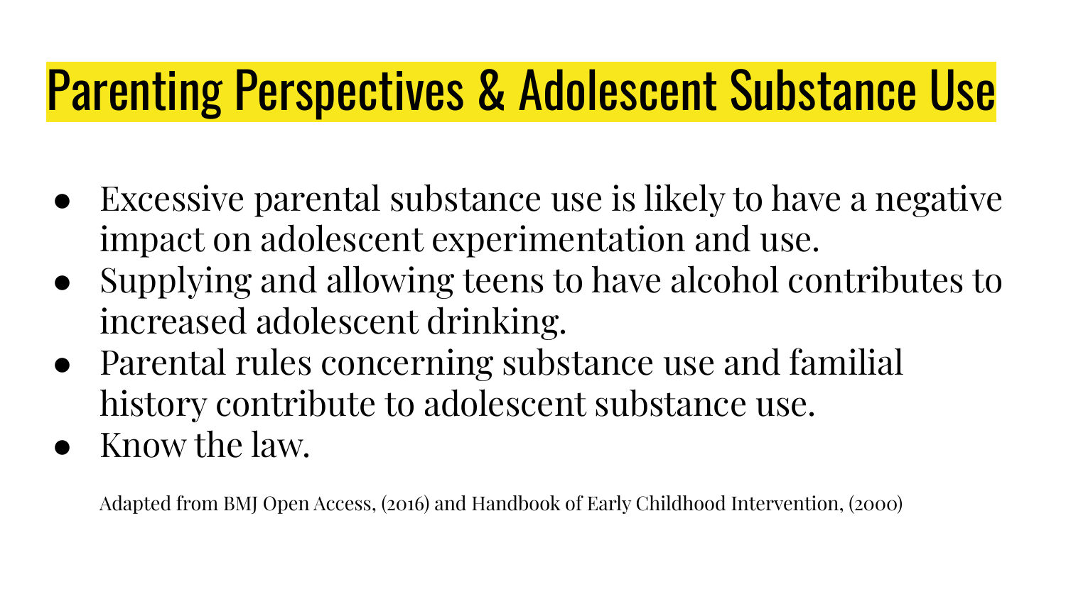# Parenting Perspectives & Adolescent Substance Use

- Excessive parental substance use is likely to have a negative impact on adolescent experimentation and use.
- Supplying and allowing teens to have alcohol contributes to increased adolescent drinking.
- Parental rules concerning substance use and familial history contribute to adolescent substance use.
- Know the law.

Adapted from BMJ Open Access, (2016) and Handbook of Early Childhood Intervention, (2000)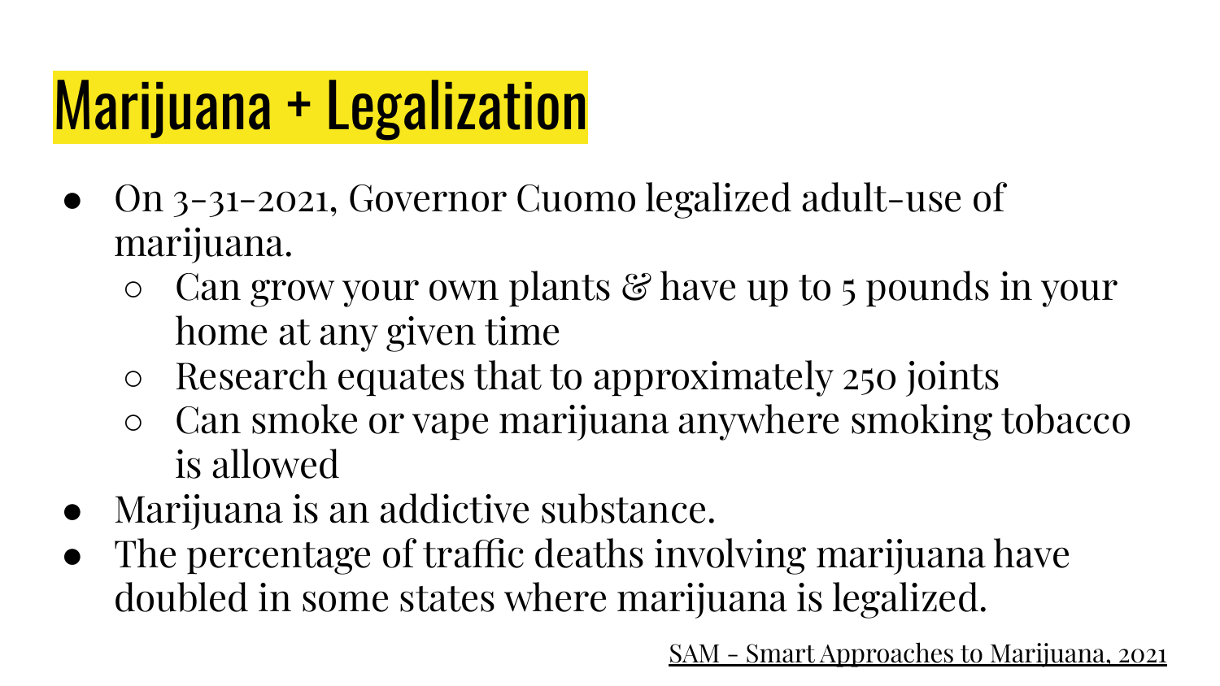# Marijuana + Legalization

- On 3-31-2021, Governor Cuomo legalized adult-use of marijuana.
  - Can grow your own plants & have up to 5 pounds in your home at any given time
  - Research equates that to approximately 250 joints
  - Can smoke or vape marijuana anywhere smoking tobacco is allowed
- Marijuana is an addictive substance.
- The percentage of traffic deaths involving marijuana have doubled in some states where marijuana is legalized.

SAM - Smart Approaches to Marijuana, 2021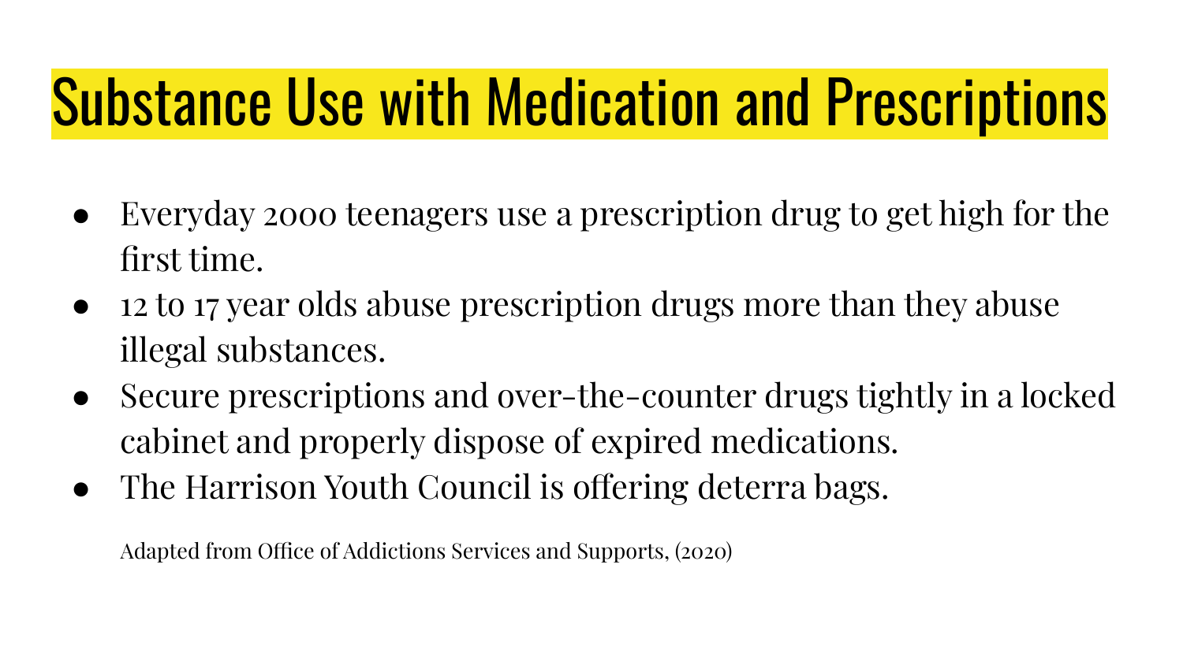# Substance Use with Medication and Prescriptions

- Everyday 2000 teenagers use a prescription drug to get high for the first time.
- 12 to 17 year olds abuse prescription drugs more than they abuse illegal substances.
- Secure prescriptions and over-the-counter drugs tightly in a locked cabinet and properly dispose of expired medications.
- The Harrison Youth Council is offering deterra bags.

Adapted from Office of Addictions Services and Supports, (2020)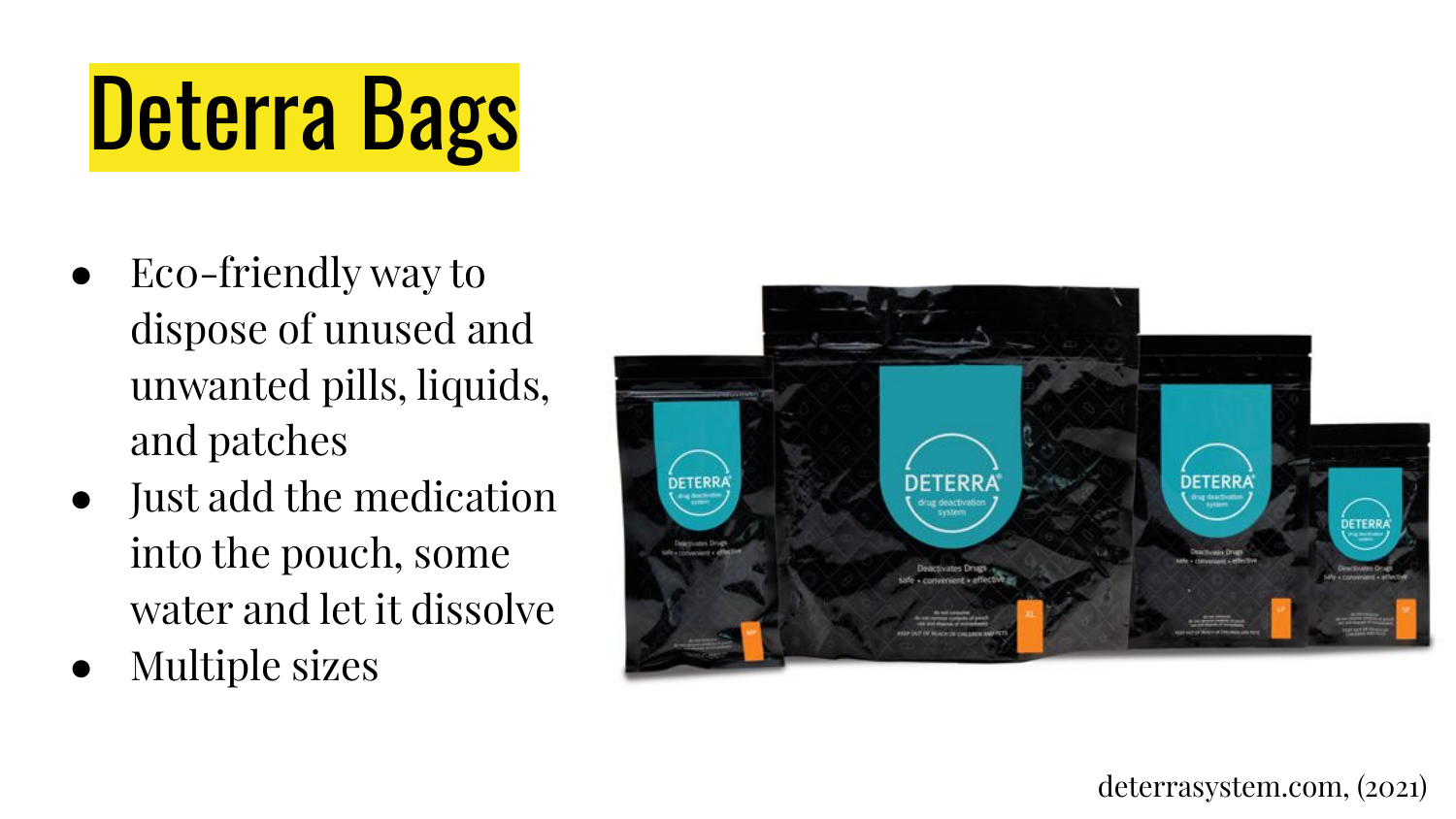# Deterra Bags

- Eco-friendly way to dispose of unused and unwanted pills, liquids, and patches
- Just add the medication into the pouch, some water and let it dissolve
- Multiple sizes

deterrasystem.com, (2021)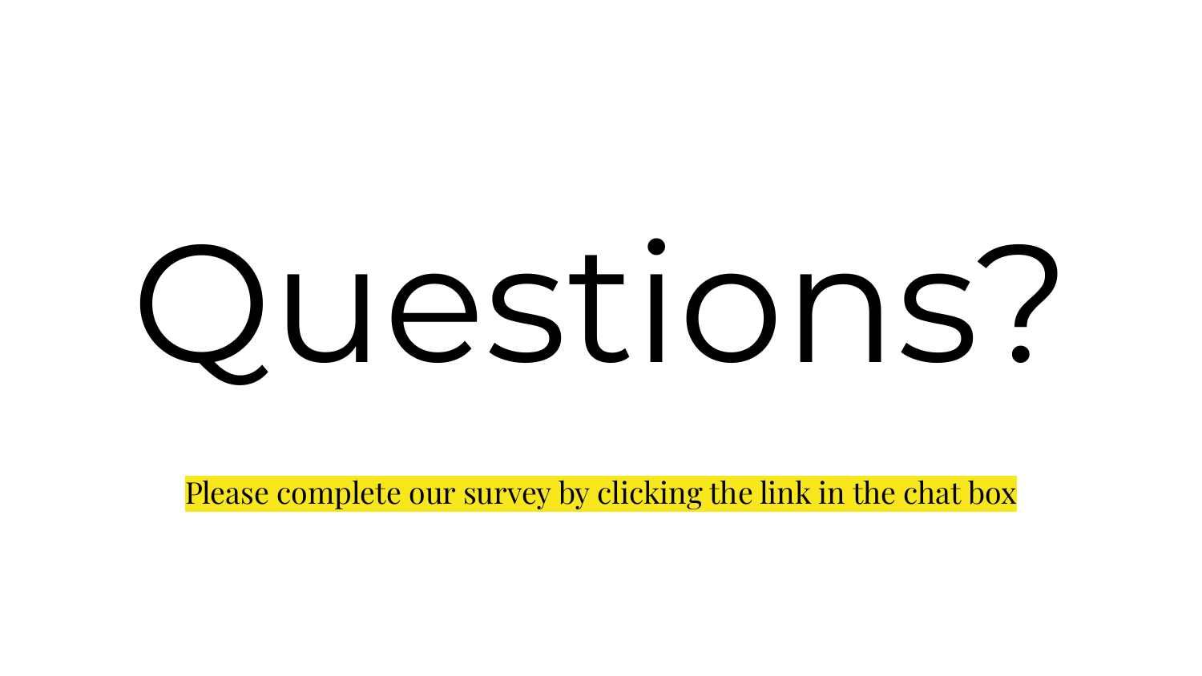# Questions?

Please complete our survey by clicking the link in the chat box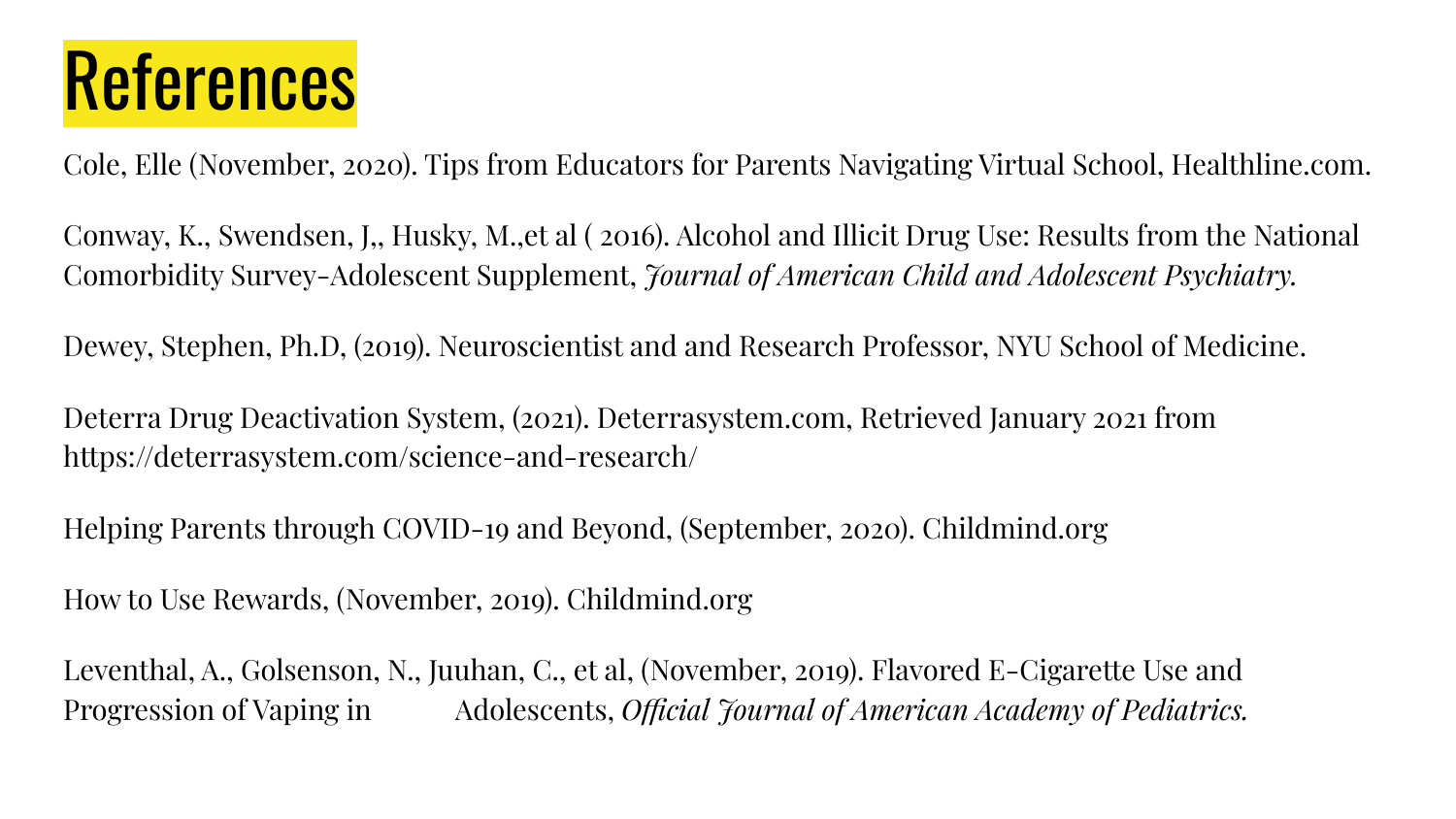# References

Cole, Elle (November, 2020). Tips from Educators for Parents Navigating Virtual School, Healthline.com.

Conway, K., Swendsen, J,, Husky, M.,et al ( 2016). Alcohol and Illicit Drug Use: Results from the National Comorbidity Survey-Adolescent Supplement, *Journal of American Child and Adolescent Psychiatry.*

Dewey, Stephen, Ph.D, (2019). Neuroscientist and and Research Professor, NYU School of Medicine.

Deterra Drug Deactivation System, (2021). Deterrasystem.com, Retrieved January 2021 from https://deterrasystem.com/science-and-research/

Helping Parents through COVID-19 and Beyond, (September, 2020). Childmind.org

How to Use Rewards, (November, 2019). Childmind.org

Leventhal, A., Golsenson, N., Juuhan, C., et al, (November, 2019). Flavored E-Cigarette Use and Progression of Vaping in Adolescents, *Official Journal of American Academy of Pediatrics.*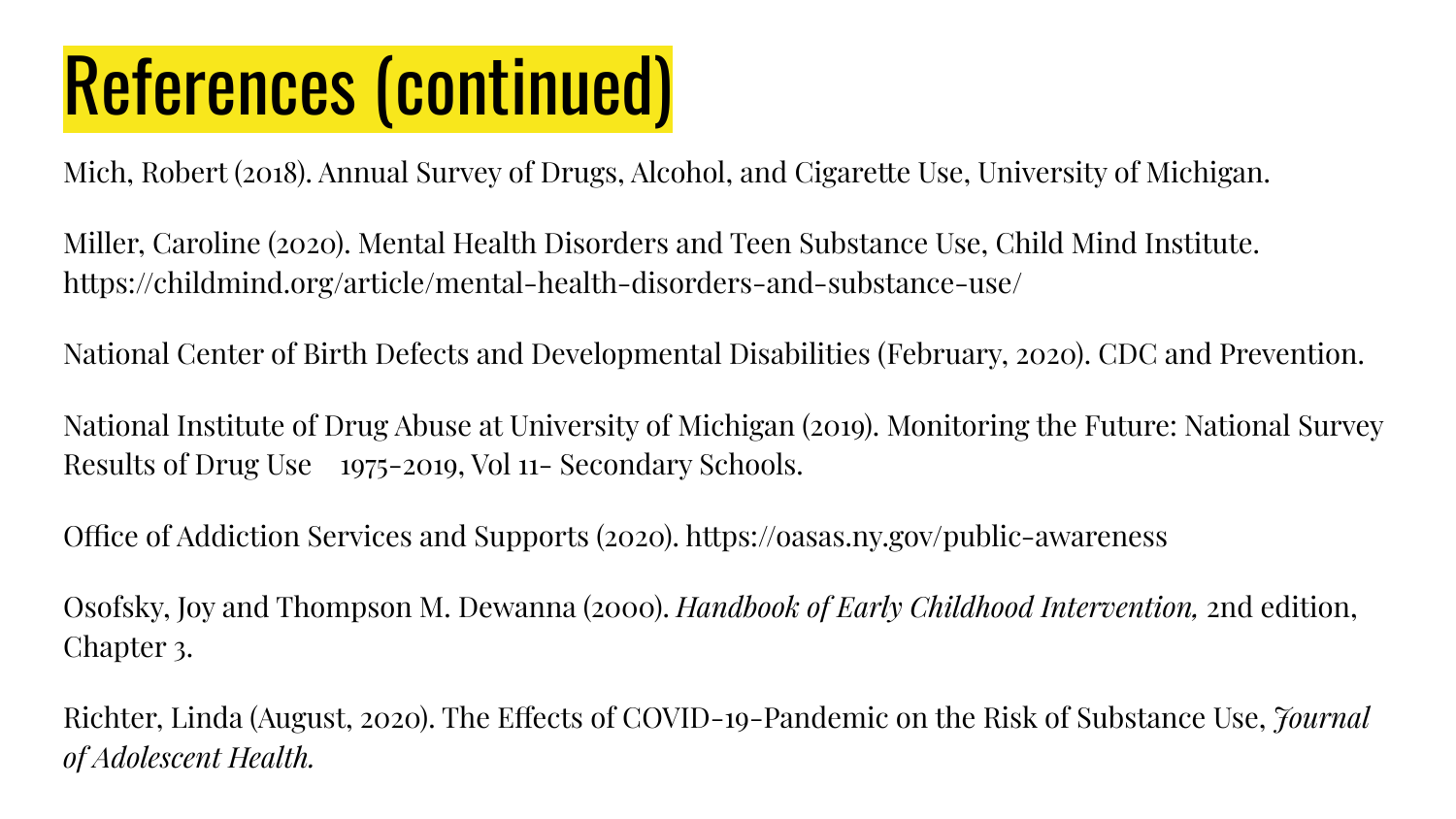# References (continued)

Mich, Robert (2018). Annual Survey of Drugs, Alcohol, and Cigarette Use, University of Michigan.

Miller, Caroline (2020). Mental Health Disorders and Teen Substance Use, Child Mind Institute. https://childmind.org/article/mental-health-disorders-and-substance-use/

National Center of Birth Defects and Developmental Disabilities (February, 2020). CDC and Prevention.

National Institute of Drug Abuse at University of Michigan (2019). Monitoring the Future: National Survey Results of Drug Use 1975-2019, Vol 11- Secondary Schools.

Office of Addiction Services and Supports (2020). https://oasas.ny.gov/public-awareness

Osofsky, Joy and Thompson M. Dewanna (2000). *Handbook of Early Childhood Intervention,* 2nd edition, Chapter 3.

Richter, Linda (August, 2020). The Effects of COVID-19-Pandemic on the Risk of Substance Use, *Journal of Adolescent Health.*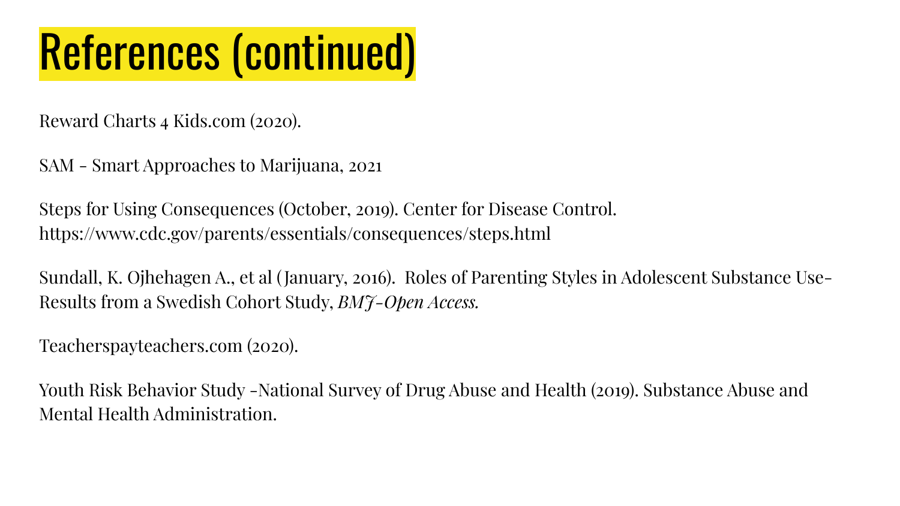# References (continued)

Reward Charts 4 Kids.com (2020).

SAM - Smart Approaches to Marijuana, 2021

Steps for Using Consequences (October, 2019). Center for Disease Control. https://www.cdc.gov/parents/essentials/consequences/steps.html

Sundall, K. Ojhehagen A., et al (January, 2016). Roles of Parenting Styles in Adolescent Substance Use- Results from a Swedish Cohort Study, *BMJ-Open Access.*

Teacherspayteachers.com (2020).

Youth Risk Behavior Study -National Survey of Drug Abuse and Health (2019). Substance Abuse and Mental Health Administration.